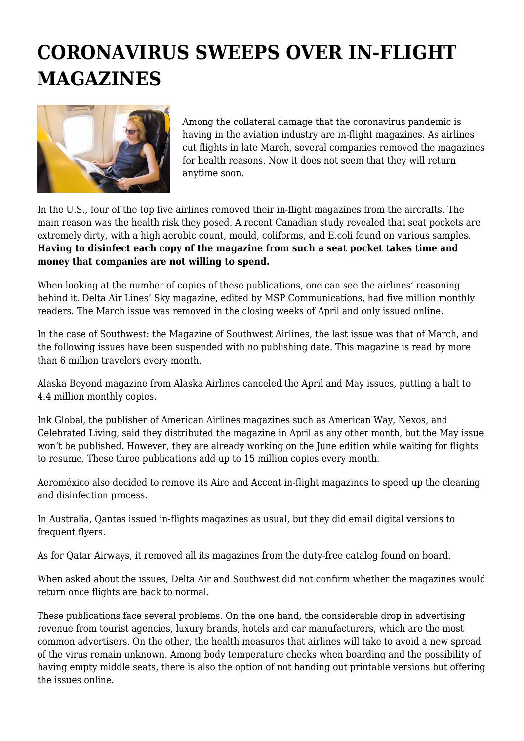# CORONAVIRUS SWEEPS OVER IN-FLIGHT MAGAZINES

Among the collateral damage that the coronavirus pandemic is having in the aviation industry are in-flight magazines. As airlines cut flights in late March, several companies removed the magazines for health reasons. Now it does not seem that they will return anytime soon.

In the U.S., four of the top five airlines removed their in-flight magazines from the aircrafts. The main reason was the health risk they posed. A recent Canadian study revealed that seat pockets are extremely dirty, with a high aerobic count, mould, coliforms, and E.coli found on various samples. **Having to disinfect each copy of the magazine from such a seat pocket takes time and money that companies are not willing to spend.**

When looking at the number of copies of these publications, one can see the airlines' reasoning behind it. Delta Air Lines' Sky magazine, edited by MSP Communications, had five million monthly readers. The March issue was removed in the closing weeks of April and only issued online.

In the case of Southwest: the Magazine of Southwest Airlines, the last issue was that of March, and the following issues have been suspended with no publishing date. This magazine is read by more than 6 million travelers every month.

Alaska Beyond magazine from Alaska Airlines canceled the April and May issues, putting a halt to 4.4 million monthly copies.

Ink Global, the publisher of American Airlines magazines such as American Way, Nexos, and Celebrated Living, said they distributed the magazine in April as any other month, but the May issue won't be published. However, they are already working on the June edition while waiting for flights to resume. These three publications add up to 15 million copies every month.

Aeroméxico also decided to remove its Aire and Accent in-flight magazines to speed up the cleaning and disinfection process.

In Australia, Qantas issued in-flights magazines as usual, but they did email digital versions to frequent flyers.

As for Qatar Airways, it removed all its magazines from the duty-free catalog found on board.

When asked about the issues, Delta Air and Southwest did not confirm whether the magazines would return once flights are back to normal.

These publications face several problems. On the one hand, the considerable drop in advertising revenue from tourist agencies, luxury brands, hotels and car manufacturers, which are the most common advertisers. On the other, the health measures that airlines will take to avoid a new spread of the virus remain unknown. Among body temperature checks when boarding and the possibility of having empty middle seats, there is also the option of not handing out printable versions but offering the issues online.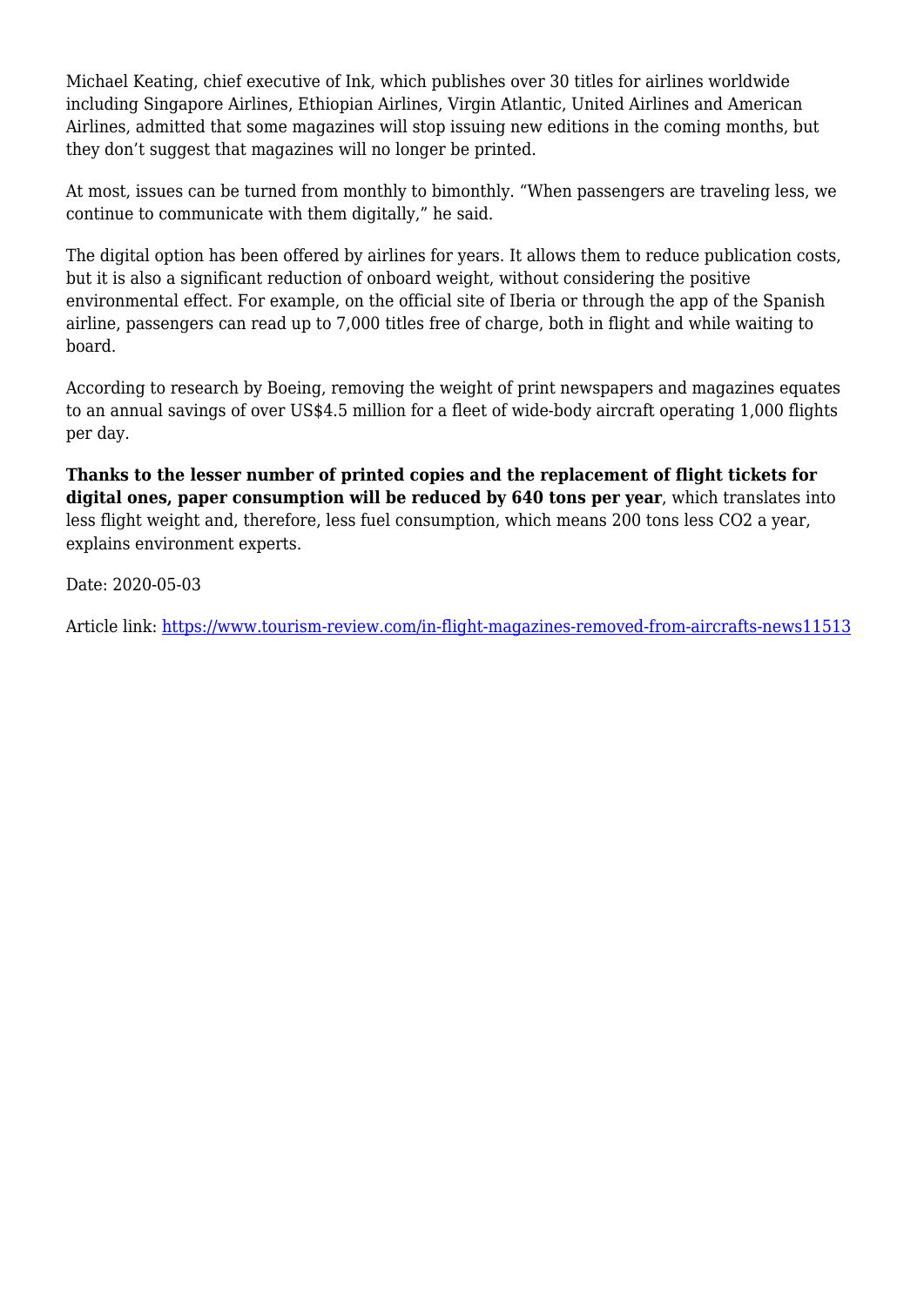Michael Keating, chief executive of Ink, which publishes over 30 titles for airlines worldwide including Singapore Airlines, Ethiopian Airlines, Virgin Atlantic, United Airlines and American Airlines, admitted that some magazines will stop issuing new editions in the coming months, but they don't suggest that magazines will no longer be printed.

At most, issues can be turned from monthly to bimonthly. "When passengers are traveling less, we continue to communicate with them digitally," he said.

The digital option has been offered by airlines for years. It allows them to reduce publication costs, but it is also a significant reduction of onboard weight, without considering the positive environmental effect. For example, on the official site of Iberia or through the app of the Spanish airline, passengers can read up to 7,000 titles free of charge, both in flight and while waiting to board.

According to research by Boeing, removing the weight of print newspapers and magazines equates to an annual savings of over US$4.5 million for a fleet of wide-body aircraft operating 1,000 flights per day.

**Thanks to the lesser number of printed copies and the replacement of flight tickets for digital ones, paper consumption will be reduced by 640 tons per year**, which translates into less flight weight and, therefore, less fuel consumption, which means 200 tons less $CO_2$ a year, explains environment experts.

Date: 2020-05-03

Article link: https://www.tourism-review.com/in-flight-magazines-removed-from-aircrafts-news11513